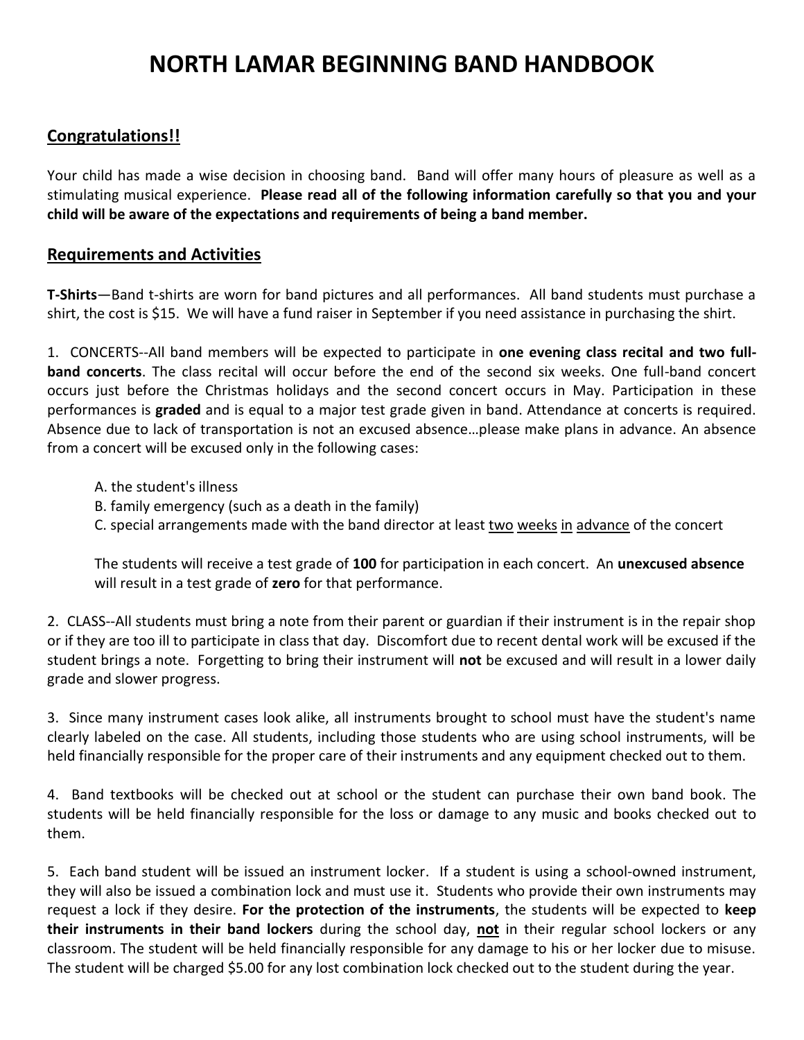# NORTH LAMAR BEGINNING BAND HANDBOOK

## Congratulations!!

Your child has made a wise decision in choosing band. Band will offer many hours of pleasure as well as a stimulating musical experience. **Please read all of the following information carefully so that you and your child will be aware of the expectations and requirements of being a band member.**

## Requirements and Activities

**T-Shirts**—Band t-shirts are worn for band pictures and all performances. All band students must purchase a shirt, the cost is $15. We will have a fund raiser in September if you need assistance in purchasing the shirt.

1. CONCERTS--All band members will be expected to participate in **one evening class recital and two full-band concerts**. The class recital will occur before the end of the second six weeks. One full-band concert occurs just before the Christmas holidays and the second concert occurs in May. Participation in these performances is **graded** and is equal to a major test grade given in band. Attendance at concerts is required. Absence due to lack of transportation is not an excused absence…please make plans in advance. An absence from a concert will be excused only in the following cases:

   A. the student's illness
   B. family emergency (such as a death in the family)
   C. special arrangements made with the band director at least two weeks in advance of the concert

   The students will receive a test grade of **100** for participation in each concert. An **unexcused absence** will result in a test grade of **zero** for that performance.

2. CLASS--All students must bring a note from their parent or guardian if their instrument is in the repair shop or if they are too ill to participate in class that day. Discomfort due to recent dental work will be excused if the student brings a note. Forgetting to bring their instrument will **not** be excused and will result in a lower daily grade and slower progress.

3. Since many instrument cases look alike, all instruments brought to school must have the student's name clearly labeled on the case. All students, including those students who are using school instruments, will be held financially responsible for the proper care of their instruments and any equipment checked out to them.

4. Band textbooks will be checked out at school or the student can purchase their own band book. The students will be held financially responsible for the loss or damage to any music and books checked out to them.

5. Each band student will be issued an instrument locker. If a student is using a school-owned instrument, they will also be issued a combination lock and must use it. Students who provide their own instruments may request a lock if they desire. **For the protection of the instruments**, the students will be expected to **keep their instruments in their band lockers** during the school day, **not** in their regular school lockers or any classroom. The student will be held financially responsible for any damage to his or her locker due to misuse. The student will be charged $5.00 for any lost combination lock checked out to the student during the year.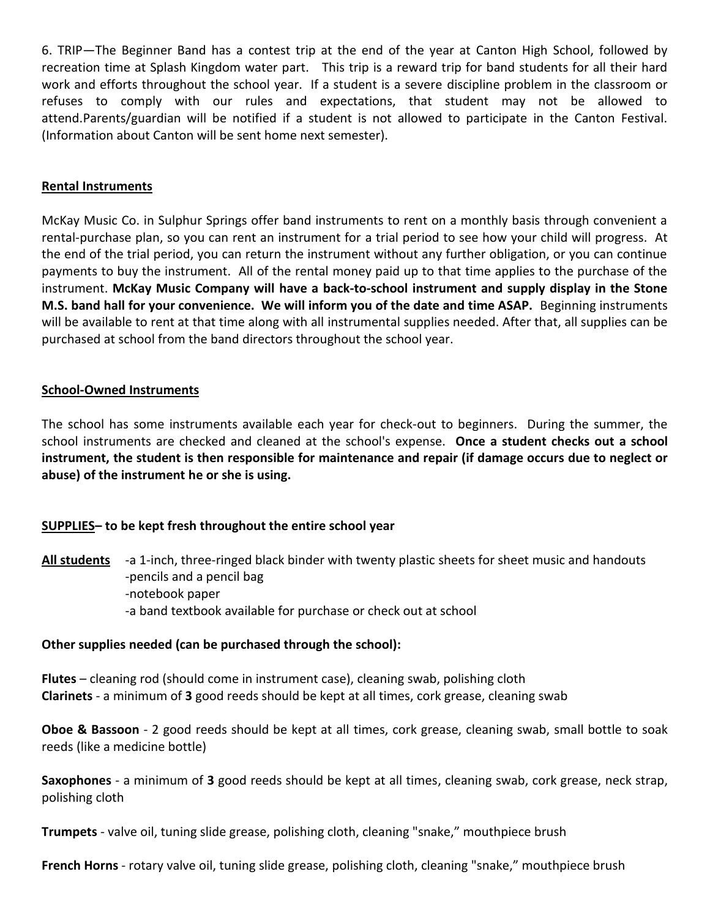6. TRIP—The Beginner Band has a contest trip at the end of the year at Canton High School, followed by recreation time at Splash Kingdom water part. This trip is a reward trip for band students for all their hard work and efforts throughout the school year. If a student is a severe discipline problem in the classroom or refuses to comply with our rules and expectations, that student may not be allowed to attend.Parents/guardian will be notified if a student is not allowed to participate in the Canton Festival. (Information about Canton will be sent home next semester).

<u>**Rental Instruments**</u>

McKay Music Co. in Sulphur Springs offer band instruments to rent on a monthly basis through convenient a rental-purchase plan, so you can rent an instrument for a trial period to see how your child will progress. At the end of the trial period, you can return the instrument without any further obligation, or you can continue payments to buy the instrument. All of the rental money paid up to that time applies to the purchase of the instrument. **McKay Music Company will have a back-to-school instrument and supply display in the Stone M.S. band hall for your convenience. We will inform you of the date and time ASAP.** Beginning instruments will be available to rent at that time along with all instrumental supplies needed. After that, all supplies can be purchased at school from the band directors throughout the school year.

<u>**School-Owned Instruments**</u>

The school has some instruments available each year for check-out to beginners. During the summer, the school instruments are checked and cleaned at the school's expense. **Once a student checks out a school instrument, the student is then responsible for maintenance and repair (if damage occurs due to neglect or abuse) of the instrument he or she is using.**

**<u>SUPPLIES</u>– to be kept fresh throughout the entire school year**

**<u>All students</u>**
- a 1-inch, three-ringed black binder with twenty plastic sheets for sheet music and handouts
- pencils and a pencil bag
- notebook paper
- a band textbook available for purchase or check out at school

**Other supplies needed (can be purchased through the school):**

**Flutes** – cleaning rod (should come in instrument case), cleaning swab, polishing cloth
**Clarinets** - a minimum of **3** good reeds should be kept at all times, cork grease, cleaning swab

**Oboe & Bassoon** - 2 good reeds should be kept at all times, cork grease, cleaning swab, small bottle to soak reeds (like a medicine bottle)

**Saxophones** - a minimum of **3** good reeds should be kept at all times, cleaning swab, cork grease, neck strap, polishing cloth

**Trumpets** - valve oil, tuning slide grease, polishing cloth, cleaning "snake," mouthpiece brush

**French Horns** - rotary valve oil, tuning slide grease, polishing cloth, cleaning "snake," mouthpiece brush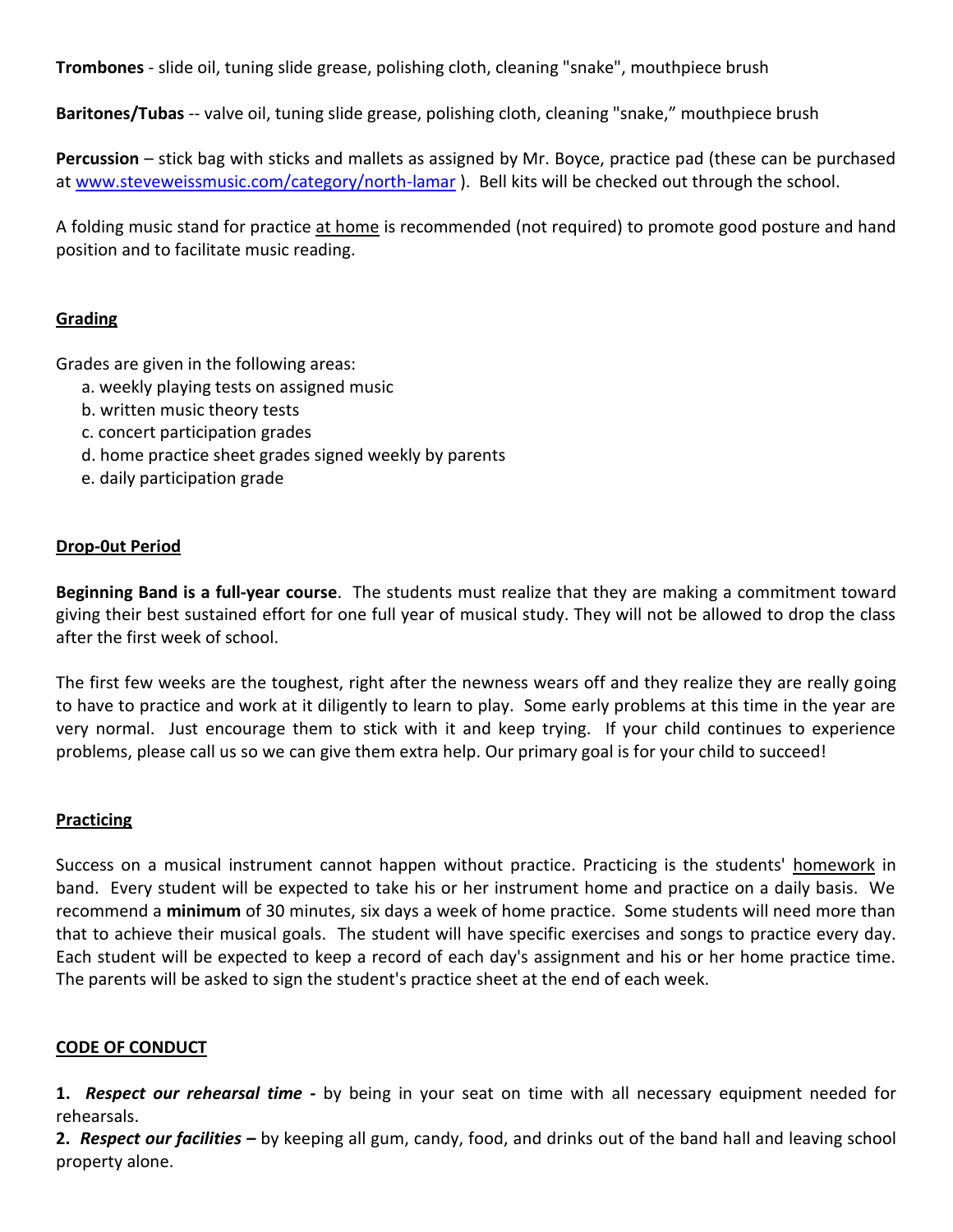**Trombones** - slide oil, tuning slide grease, polishing cloth, cleaning "snake", mouthpiece brush

**Baritones/Tubas** -- valve oil, tuning slide grease, polishing cloth, cleaning "snake," mouthpiece brush

**Percussion** – stick bag with sticks and mallets as assigned by Mr. Boyce, practice pad (these can be purchased at [www.steveweissmusic.com/category/north-lamar](www.steveweissmusic.com/category/north-lamar) ). Bell kits will be checked out through the school.

A folding music stand for practice <u>at home</u> is recommended (not required) to promote good posture and hand position and to facilitate music reading.

## <u>Grading</u>

Grades are given in the following areas:

a. weekly playing tests on assigned music
b. written music theory tests
c. concert participation grades
d. home practice sheet grades signed weekly by parents
e. daily participation grade

## <u>Drop-0ut Period</u>

**Beginning Band is a full-year course**. The students must realize that they are making a commitment toward giving their best sustained effort for one full year of musical study. They will not be allowed to drop the class after the first week of school.

The first few weeks are the toughest, right after the newness wears off and they realize they are really going to have to practice and work at it diligently to learn to play. Some early problems at this time in the year are very normal. Just encourage them to stick with it and keep trying. If your child continues to experience problems, please call us so we can give them extra help. Our primary goal is for your child to succeed!

## <u>Practicing</u>

Success on a musical instrument cannot happen without practice. Practicing is the students' <u>homework</u> in band. Every student will be expected to take his or her instrument home and practice on a daily basis. We recommend a **minimum** of 30 minutes, six days a week of home practice. Some students will need more than that to achieve their musical goals. The student will have specific exercises and songs to practice every day. Each student will be expected to keep a record of each day's assignment and his or her home practice time. The parents will be asked to sign the student's practice sheet at the end of each week.

## <u>CODE OF CONDUCT</u>

**1.** ***Respect our rehearsal time -*** by being in your seat on time with all necessary equipment needed for rehearsals.
**2.** ***Respect our facilities –*** by keeping all gum, candy, food, and drinks out of the band hall and leaving school property alone.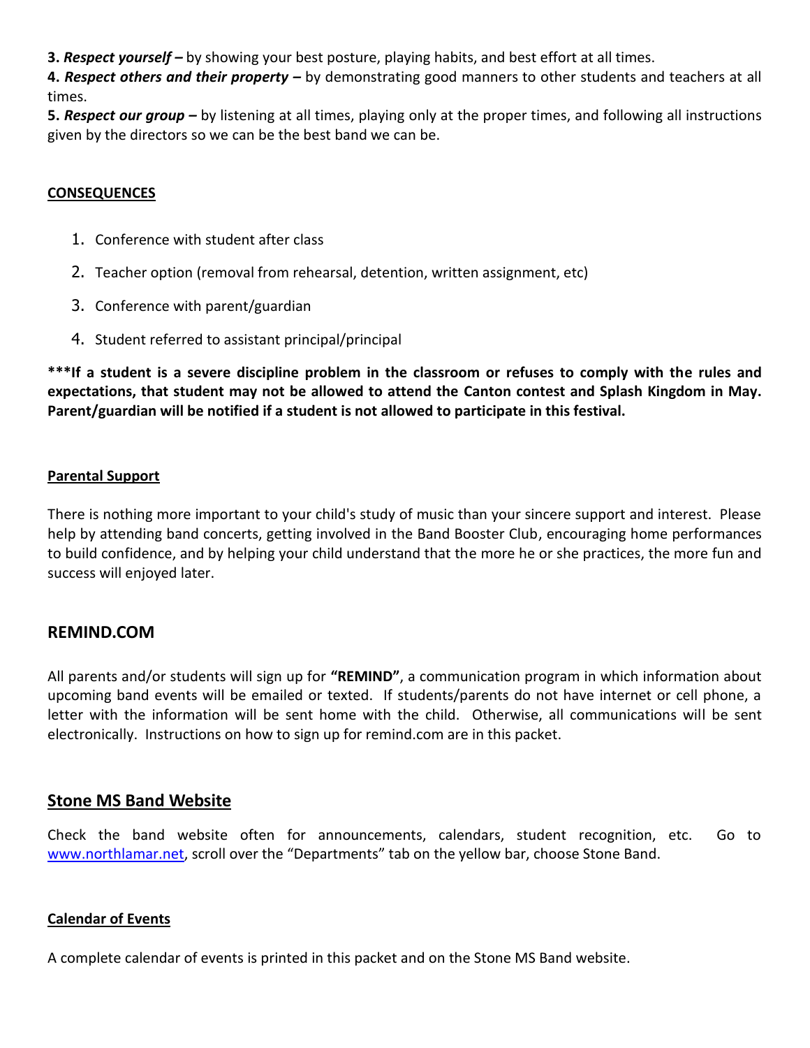**3.** ***Respect yourself –*** by showing your best posture, playing habits, and best effort at all times.

**4.** ***Respect others and their property –*** by demonstrating good manners to other students and teachers at all times.

**5.** ***Respect our group –*** by listening at all times, playing only at the proper times, and following all instructions given by the directors so we can be the best band we can be.

**CONSEQUENCES**

1. Conference with student after class
2. Teacher option (removal from rehearsal, detention, written assignment, etc)
3. Conference with parent/guardian
4. Student referred to assistant principal/principal

**\*\*\*If a student is a severe discipline problem in the classroom or refuses to comply with the rules and expectations, that student may not be allowed to attend the Canton contest and Splash Kingdom in May. Parent/guardian will be notified if a student is not allowed to participate in this festival.**

**Parental Support**

There is nothing more important to your child's study of music than your sincere support and interest. Please help by attending band concerts, getting involved in the Band Booster Club, encouraging home performances to build confidence, and by helping your child understand that the more he or she practices, the more fun and success will enjoyed later.

## REMIND.COM

All parents and/or students will sign up for **"REMIND"**, a communication program in which information about upcoming band events will be emailed or texted. If students/parents do not have internet or cell phone, a letter with the information will be sent home with the child. Otherwise, all communications will be sent electronically. Instructions on how to sign up for remind.com are in this packet.

## Stone MS Band Website

Check the band website often for announcements, calendars, student recognition, etc. Go to www.northlamar.net, scroll over the "Departments" tab on the yellow bar, choose Stone Band.

**Calendar of Events**

A complete calendar of events is printed in this packet and on the Stone MS Band website.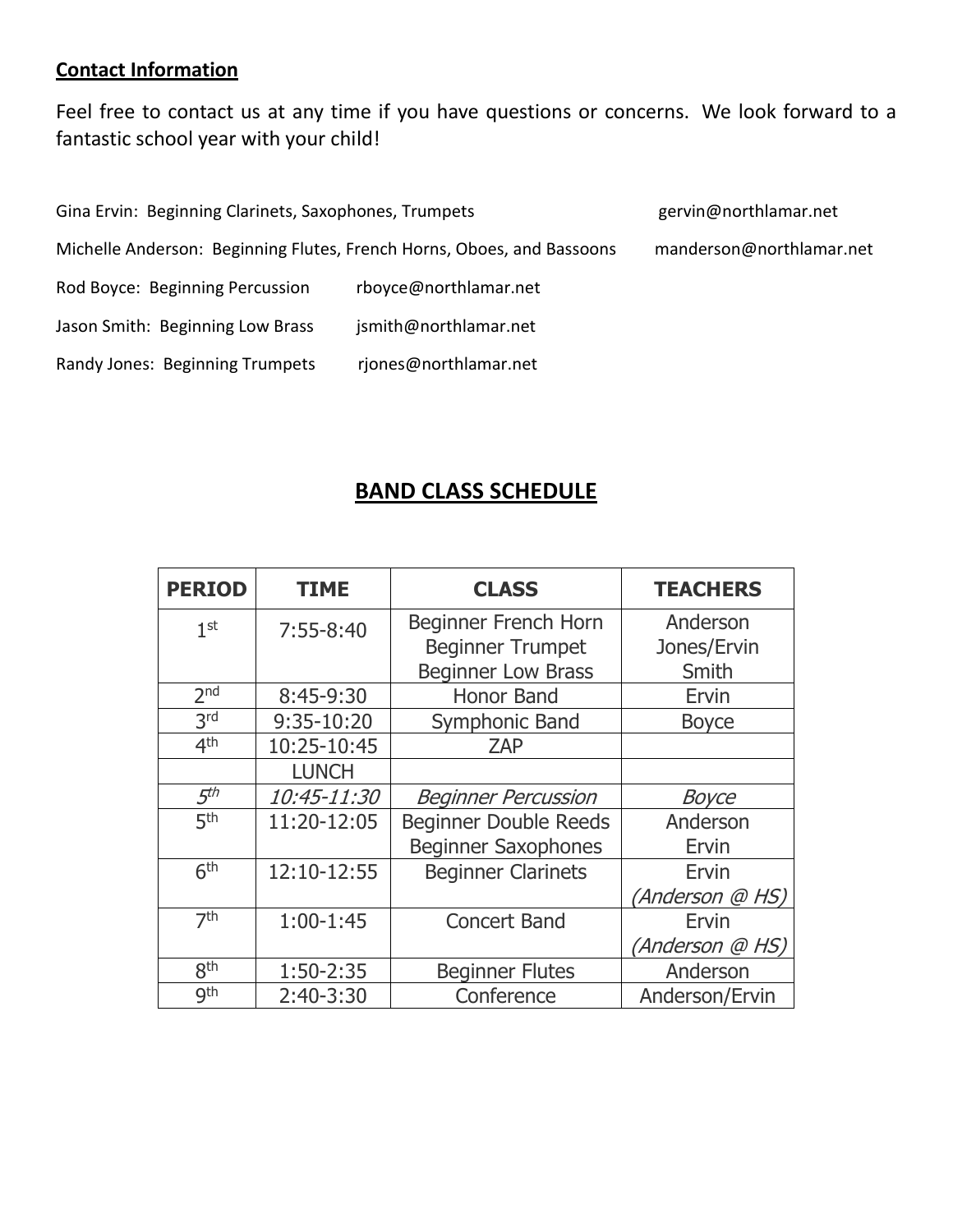**Contact Information**

Feel free to contact us at any time if you have questions or concerns. We look forward to a fantastic school year with your child!

Gina Ervin: Beginning Clarinets, Saxophones, Trumpets gervin@northlamar.net

Michelle Anderson: Beginning Flutes, French Horns, Oboes, and Bassoons manderson@northlamar.net

Rod Boyce: Beginning Percussion rboyce@northlamar.net

Jason Smith: Beginning Low Brass jsmith@northlamar.net

Randy Jones: Beginning Trumpets rjones@northlamar.net

## BAND CLASS SCHEDULE

| PERIOD | TIME | CLASS | TEACHERS |
|---|---|---|---|
| 1st | 7:55-8:40 | Beginner French Horn<br>Beginner Trumpet<br>Beginner Low Brass | Anderson<br>Jones/Ervin<br>Smith |
| 2nd | 8:45-9:30 | Honor Band | Ervin |
| 3rd | 9:35-10:20 | Symphonic Band | Boyce |
| 4th | 10:25-10:45 | ZAP | |
| | LUNCH | | |
| *5th* | *10:45-11:30* | *Beginner Percussion* | *Boyce* |
| 5th | 11:20-12:05 | Beginner Double Reeds<br>Beginner Saxophones | Anderson<br>Ervin |
| 6th | 12:10-12:55 | Beginner Clarinets | Ervin<br>*(Anderson @ HS)* |
| 7th | 1:00-1:45 | Concert Band | Ervin<br>*(Anderson @ HS)* |
| 8th | 1:50-2:35 | Beginner Flutes | Anderson |
| 9th | 2:40-3:30 | Conference | Anderson/Ervin |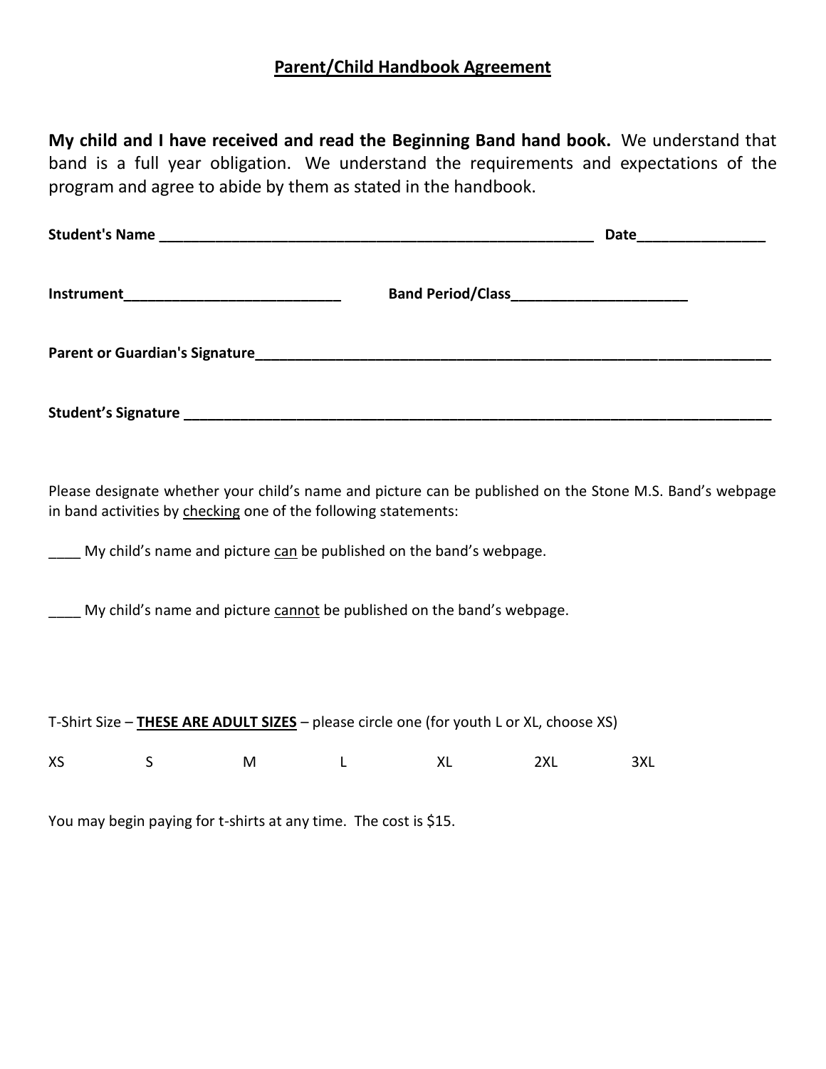## Parent/Child Handbook Agreement

**My child and I have received and read the Beginning Band hand book.** We understand that band is a full year obligation. We understand the requirements and expectations of the program and agree to abide by them as stated in the handbook.

**Student's Name** ________________________________________________________ **Date**________________

**Instrument**___________________________ **Band Period/Class**______________________

**Parent or Guardian's Signature**_____________________________________________________________________

**Student's Signature** ____________________________________________________________________________

Please designate whether your child's name and picture can be published on the Stone M.S. Band's webpage in band activities by checking one of the following statements:

____ My child's name and picture can be published on the band's webpage.

____ My child's name and picture cannot be published on the band's webpage.

T-Shirt Size – **THESE ARE ADULT SIZES** – please circle one (for youth L or XL, choose XS)

XS    S    M    L    XL    2XL    3XL

You may begin paying for t-shirts at any time. The cost is $15.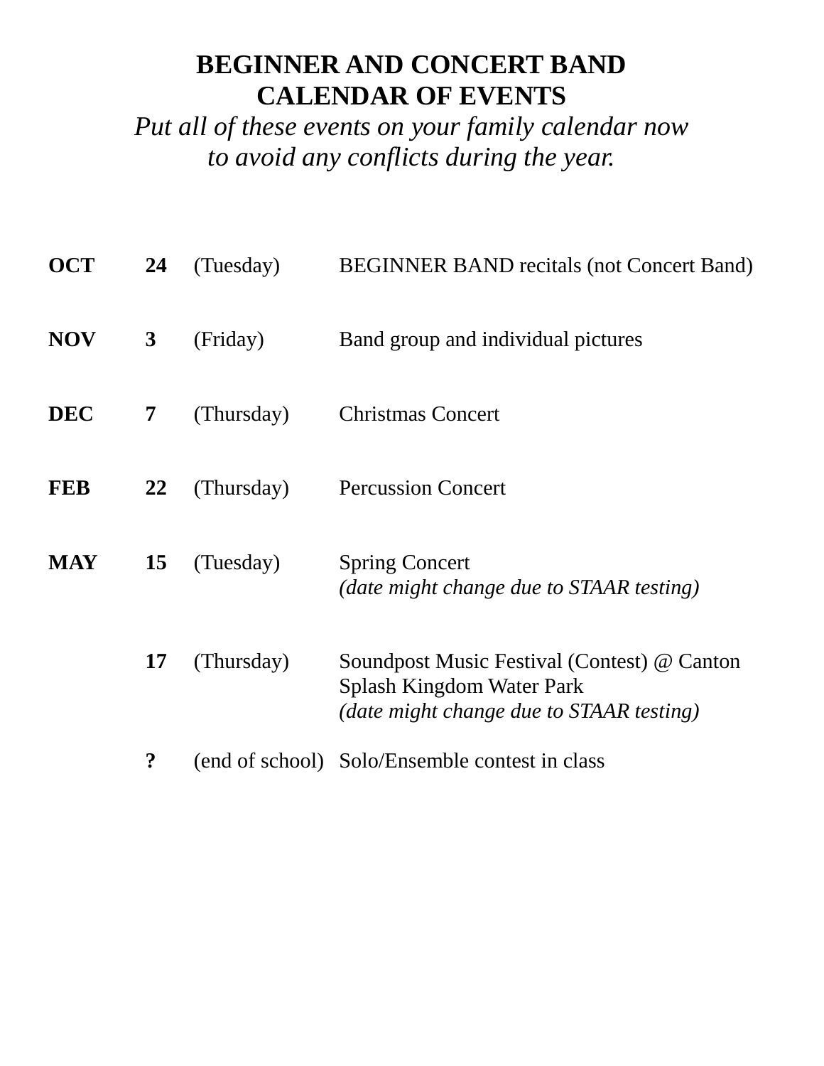# BEGINNER AND CONCERT BAND
# CALENDAR OF EVENTS

*Put all of these events on your family calendar now to avoid any conflicts during the year.*

| | | | |
|---|---|---|---|
| **OCT** | **24** | (Tuesday) | BEGINNER BAND recitals (not Concert Band) |
| **NOV** | **3** | (Friday) | Band group and individual pictures |
| **DEC** | **7** | (Thursday) | Christmas Concert |
| **FEB** | **22** | (Thursday) | Percussion Concert |
| **MAY** | **15** | (Tuesday) | Spring Concert<br>*(date might change due to STAAR testing)* |
| | **17** | (Thursday) | Soundpost Music Festival (Contest) @ Canton Splash Kingdom Water Park<br>*(date might change due to STAAR testing)* |
| | **?** | (end of school) | Solo/Ensemble contest in class |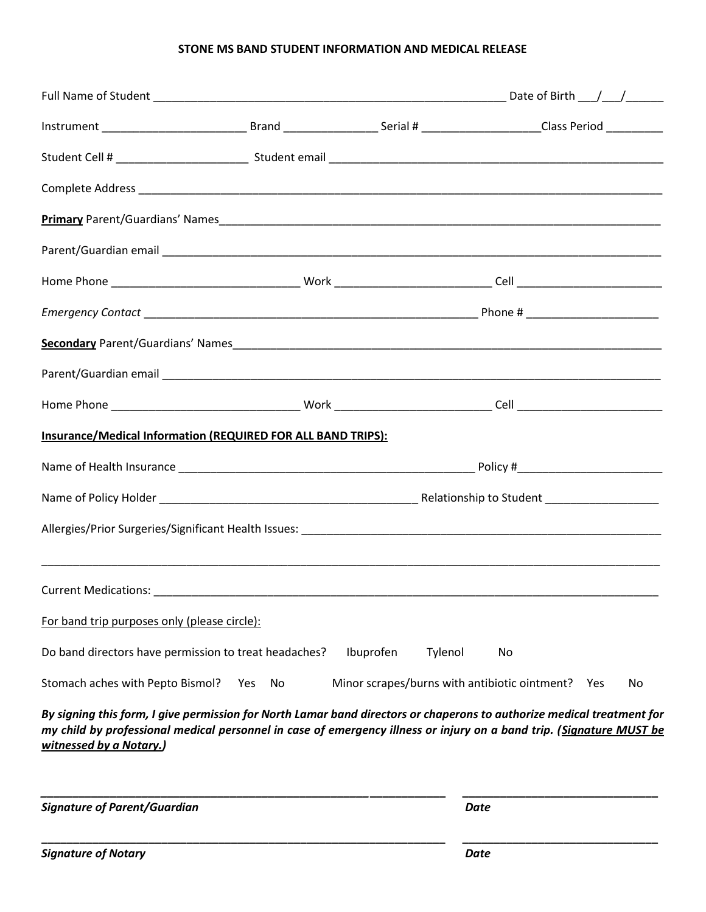# STONE MS BAND STUDENT INFORMATION AND MEDICAL RELEASE

Full Name of Student ___________________________________________________________ Date of Birth ___/___/______

Instrument _______________________ Brand _______________ Serial # ___________________Class Period _________

Student Cell # _____________________ Student email _______________________________________________________

Complete Address ______________________________________________________________________________________

**Primary** Parent/Guardians' Names__________________________________________________________________________

Parent/Guardian email __________________________________________________________________________________

Home Phone _______________________________ Work _________________________ Cell ________________________

*Emergency Contact* ________________________________________________________ Phone # ______________________

**Secondary** Parent/Guardians' Names_________________________________________________________________________

Parent/Guardian email __________________________________________________________________________________

Home Phone _______________________________ Work _________________________ Cell ________________________

**Insurance/Medical Information (REQUIRED FOR ALL BAND TRIPS):**

Name of Health Insurance __________________________________________________ Policy #________________________

Name of Policy Holder __________________________________________ Relationship to Student ___________________

Allergies/Prior Surgeries/Significant Health Issues: __________________________________________________________

______________________________________________________________________________________________________

Current Medications: ____________________________________________________________________________________

For band trip purposes only (please circle):

Do band directors have permission to treat headaches? Ibuprofen Tylenol No

Stomach aches with Pepto Bismol? Yes No Minor scrapes/burns with antibiotic ointment? Yes No

***By signing this form, I give permission for North Lamar band directors or chaperons to authorize medical treatment for my child by professional medical personnel in case of emergency illness or injury on a band trip. (Signature MUST be witnessed by a Notary.)***

_____________________________________________________________________ _________________________________

***Signature of Parent/Guardian*** ***Date***

_____________________________________________________________________ _________________________________

***Signature of Notary*** ***Date***